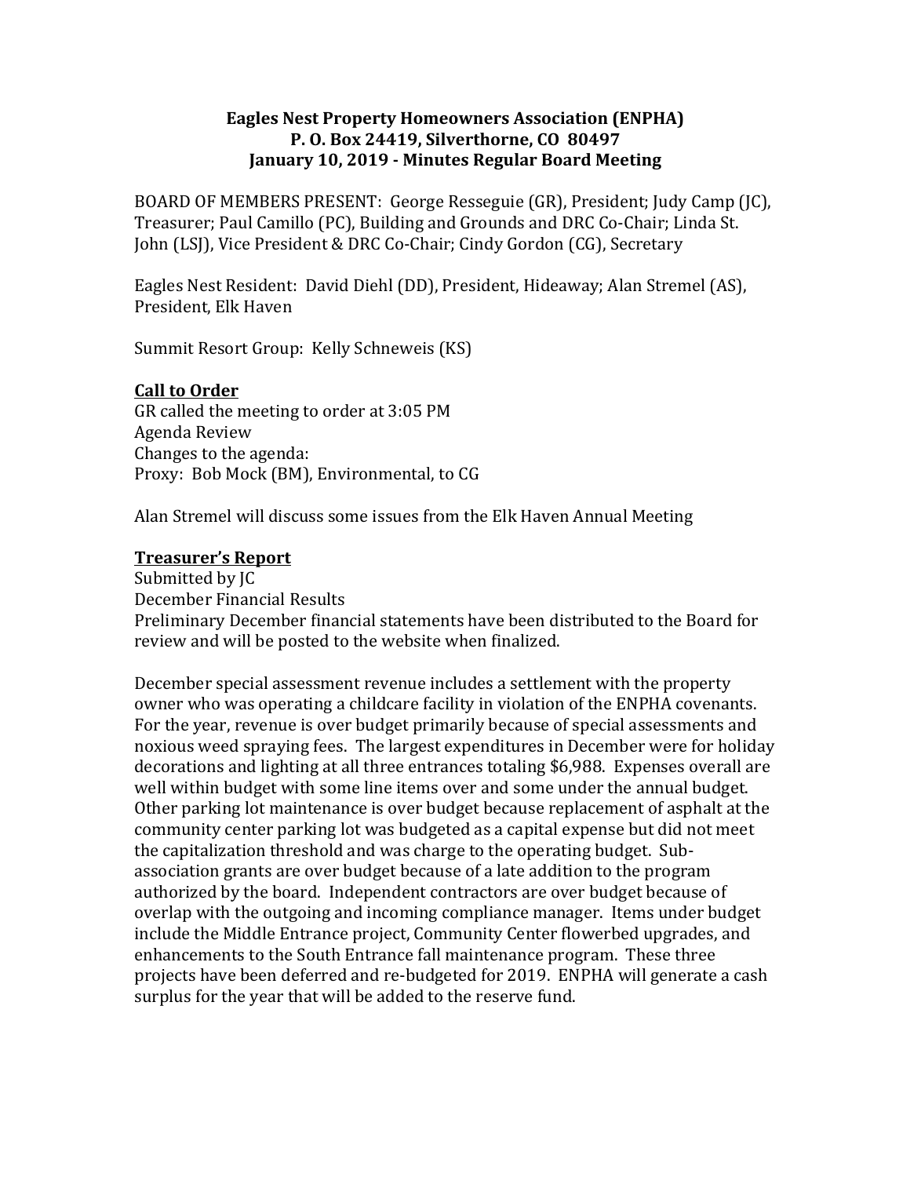**Eagles Nest Property Homeowners Association (ENPHA)**
**P. O. Box 24419, Silverthorne, CO 80497**
**January 10, 2019 - Minutes Regular Board Meeting**

BOARD OF MEMBERS PRESENT: George Resseguie (GR), President; Judy Camp (JC), Treasurer; Paul Camillo (PC), Building and Grounds and DRC Co-Chair; Linda St. John (LSJ), Vice President & DRC Co-Chair; Cindy Gordon (CG), Secretary

Eagles Nest Resident: David Diehl (DD), President, Hideaway; Alan Stremel (AS), President, Elk Haven

Summit Resort Group: Kelly Schneweis (KS)

**Call to Order**

GR called the meeting to order at 3:05 PM
Agenda Review
Changes to the agenda:
Proxy: Bob Mock (BM), Environmental, to CG

Alan Stremel will discuss some issues from the Elk Haven Annual Meeting

**Treasurer's Report**

Submitted by JC
December Financial Results
Preliminary December financial statements have been distributed to the Board for review and will be posted to the website when finalized.

December special assessment revenue includes a settlement with the property owner who was operating a childcare facility in violation of the ENPHA covenants. For the year, revenue is over budget primarily because of special assessments and noxious weed spraying fees. The largest expenditures in December were for holiday decorations and lighting at all three entrances totaling $6,988. Expenses overall are well within budget with some line items over and some under the annual budget. Other parking lot maintenance is over budget because replacement of asphalt at the community center parking lot was budgeted as a capital expense but did not meet the capitalization threshold and was charge to the operating budget. Sub-association grants are over budget because of a late addition to the program authorized by the board. Independent contractors are over budget because of overlap with the outgoing and incoming compliance manager. Items under budget include the Middle Entrance project, Community Center flowerbed upgrades, and enhancements to the South Entrance fall maintenance program. These three projects have been deferred and re-budgeted for 2019. ENPHA will generate a cash surplus for the year that will be added to the reserve fund.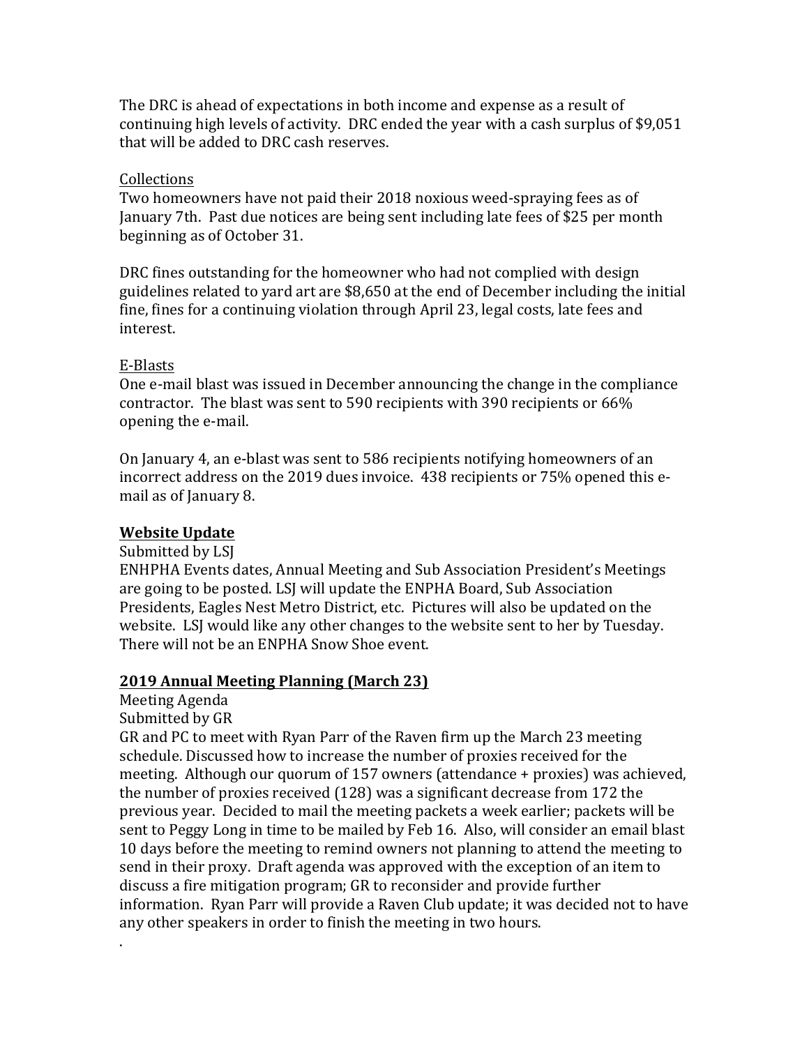The DRC is ahead of expectations in both income and expense as a result of continuing high levels of activity. DRC ended the year with a cash surplus of $9,051 that will be added to DRC cash reserves.

<u>Collections</u>
Two homeowners have not paid their 2018 noxious weed-spraying fees as of January 7th. Past due notices are being sent including late fees of $25 per month beginning as of October 31.

DRC fines outstanding for the homeowner who had not complied with design guidelines related to yard art are $8,650 at the end of December including the initial fine, fines for a continuing violation through April 23, legal costs, late fees and interest.

<u>E-Blasts</u>
One e-mail blast was issued in December announcing the change in the compliance contractor. The blast was sent to 590 recipients with 390 recipients or 66% opening the e-mail.

On January 4, an e-blast was sent to 586 recipients notifying homeowners of an incorrect address on the 2019 dues invoice. 438 recipients or 75% opened this e-mail as of January 8.

**<u>Website Update</u>**
Submitted by LSJ
ENHPHA Events dates, Annual Meeting and Sub Association President's Meetings are going to be posted. LSJ will update the ENPHA Board, Sub Association Presidents, Eagles Nest Metro District, etc. Pictures will also be updated on the website. LSJ would like any other changes to the website sent to her by Tuesday. There will not be an ENPHA Snow Shoe event.

**<u>2019 Annual Meeting Planning (March 23)</u>**
Meeting Agenda
Submitted by GR
GR and PC to meet with Ryan Parr of the Raven firm up the March 23 meeting schedule. Discussed how to increase the number of proxies received for the meeting. Although our quorum of 157 owners (attendance + proxies) was achieved, the number of proxies received (128) was a significant decrease from 172 the previous year. Decided to mail the meeting packets a week earlier; packets will be sent to Peggy Long in time to be mailed by Feb 16. Also, will consider an email blast 10 days before the meeting to remind owners not planning to attend the meeting to send in their proxy. Draft agenda was approved with the exception of an item to discuss a fire mitigation program; GR to reconsider and provide further information. Ryan Parr will provide a Raven Club update; it was decided not to have any other speakers in order to finish the meeting in two hours.
.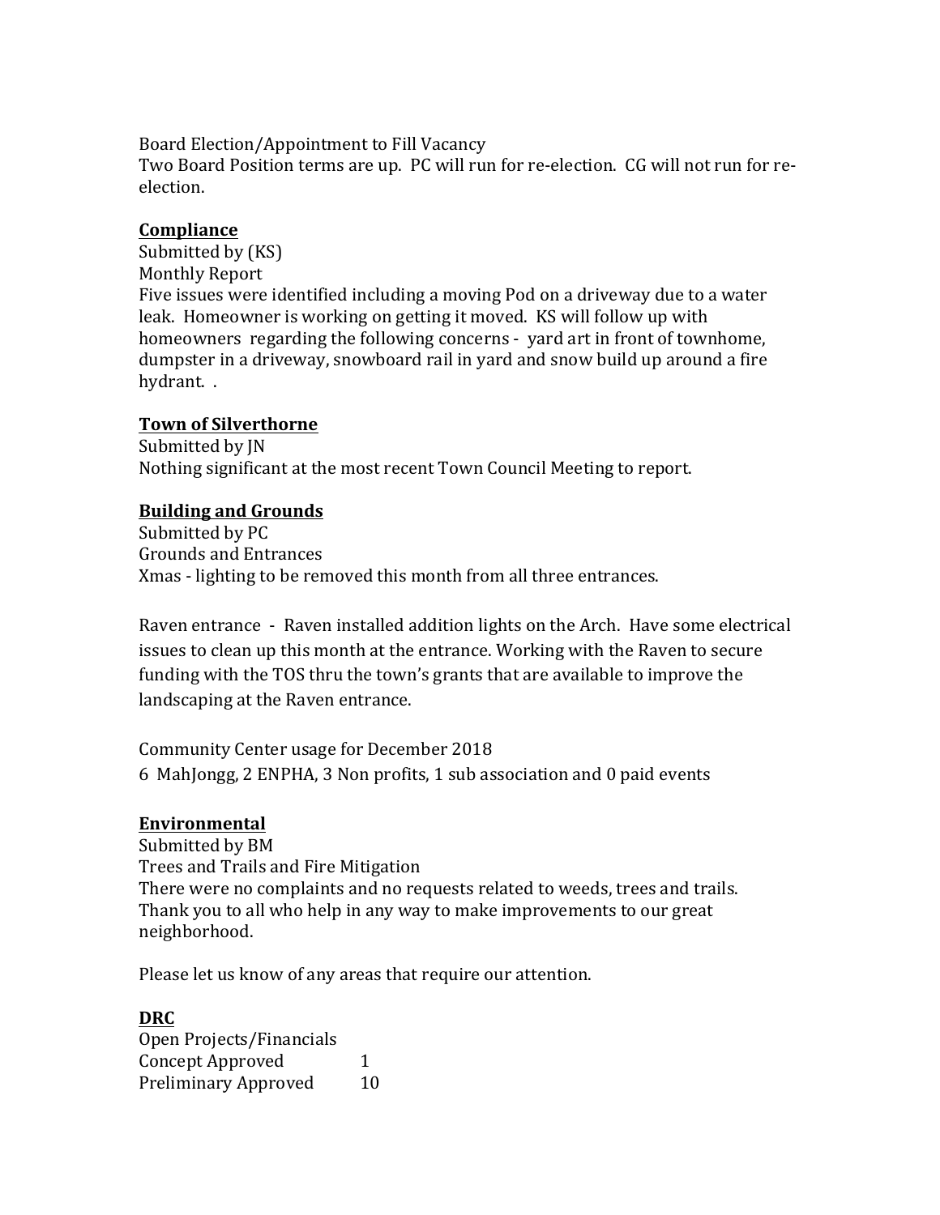Board Election/Appointment to Fill Vacancy
Two Board Position terms are up. PC will run for re-election. CG will not run for re-election.

## Compliance

Submitted by (KS)
Monthly Report
Five issues were identified including a moving Pod on a driveway due to a water leak. Homeowner is working on getting it moved. KS will follow up with homeowners regarding the following concerns - yard art in front of townhome, dumpster in a driveway, snowboard rail in yard and snow build up around a fire hydrant. .

## Town of Silverthorne

Submitted by JN
Nothing significant at the most recent Town Council Meeting to report.

## Building and Grounds

Submitted by PC
Grounds and Entrances
Xmas - lighting to be removed this month from all three entrances.

Raven entrance - Raven installed addition lights on the Arch. Have some electrical issues to clean up this month at the entrance. Working with the Raven to secure funding with the TOS thru the town's grants that are available to improve the landscaping at the Raven entrance.

Community Center usage for December 2018
6 MahJongg, 2 ENPHA, 3 Non profits, 1 sub association and 0 paid events

## Environmental

Submitted by BM
Trees and Trails and Fire Mitigation
There were no complaints and no requests related to weeds, trees and trails. Thank you to all who help in any way to make improvements to our great neighborhood.

Please let us know of any areas that require our attention.

## DRC

Open Projects/Financials

| | |
|---|---|
| Concept Approved | 1 |
| Preliminary Approved | 10 |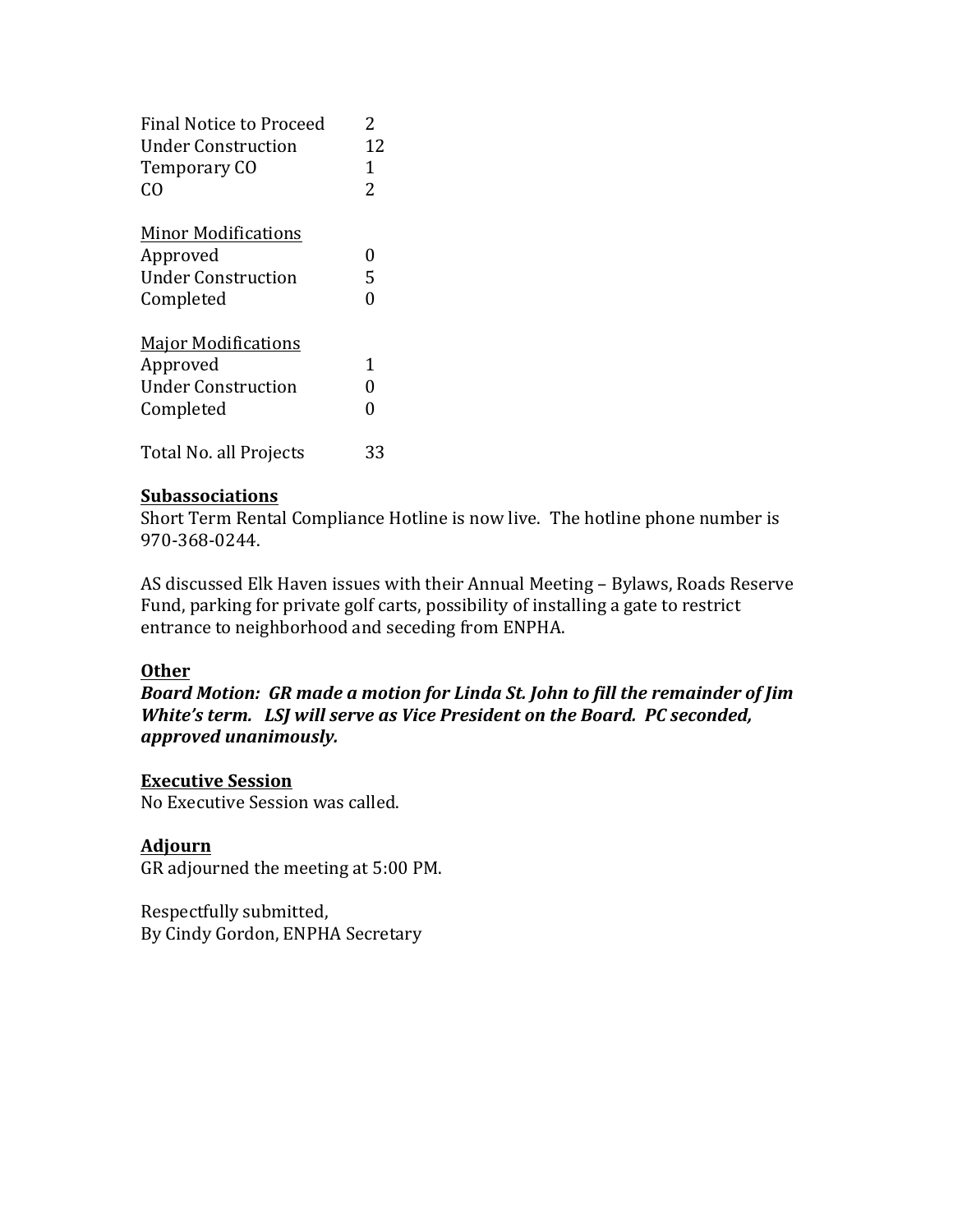| | |
|---|---|
| Final Notice to Proceed | 2 |
| Under Construction | 12 |
| Temporary CO | 1 |
| CO | 2 |

| Minor Modifications | |
|---|---|
| Approved | 0 |
| Under Construction | 5 |
| Completed | 0 |

| Major Modifications | |
|---|---|
| Approved | 1 |
| Under Construction | 0 |
| Completed | 0 |

| | |
|---|---|
| Total No. all Projects | 33 |

**Subassociations**

Short Term Rental Compliance Hotline is now live. The hotline phone number is 970-368-0244.

AS discussed Elk Haven issues with their Annual Meeting – Bylaws, Roads Reserve Fund, parking for private golf carts, possibility of installing a gate to restrict entrance to neighborhood and seceding from ENPHA.

**Other**

***Board Motion: GR made a motion for Linda St. John to fill the remainder of Jim White's term. LSJ will serve as Vice President on the Board. PC seconded, approved unanimously.***

**Executive Session**

No Executive Session was called.

**Adjourn**

GR adjourned the meeting at 5:00 PM.

Respectfully submitted,
By Cindy Gordon, ENPHA Secretary